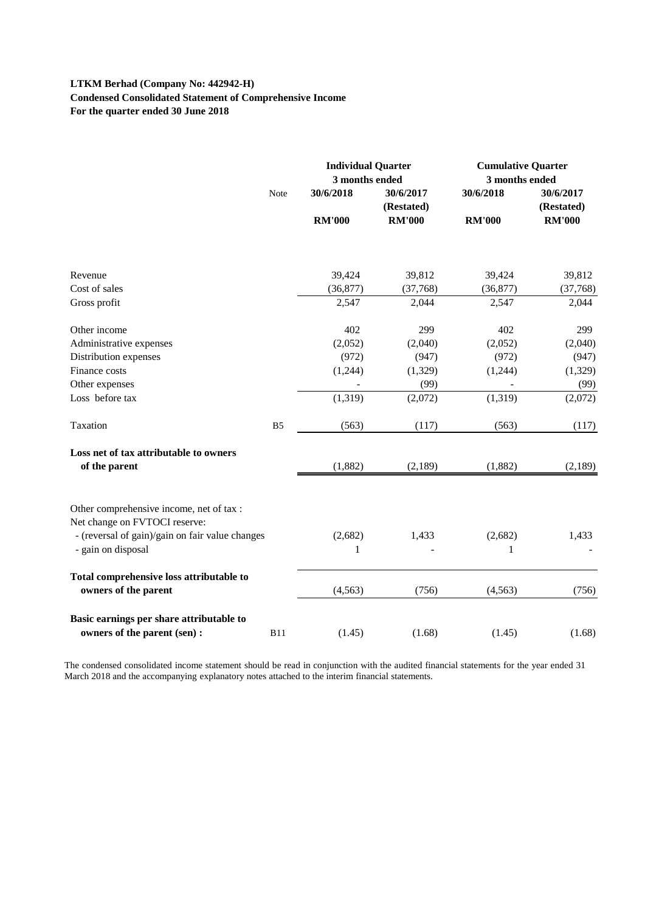**LTKM Berhad (Company No: 442942-H)**
**Condensed Consolidated Statement of Comprehensive Income**
**For the quarter ended 30 June 2018**

| | Note | Individual Quarter 3 months ended | | Cumulative Quarter 3 months ended | |
|---|---|---|---|---|---|
| | | 30/6/2018 | 30/6/2017 (Restated) | 30/6/2018 | 30/6/2017 (Restated) |
| | | RM'000 | RM'000 | RM'000 | RM'000 |
| Revenue | | 39,424 | 39,812 | 39,424 | 39,812 |
| Cost of sales | | (36,877) | (37,768) | (36,877) | (37,768) |
| Gross profit | | 2,547 | 2,044 | 2,547 | 2,044 |
| Other income | | 402 | 299 | 402 | 299 |
| Administrative expenses | | (2,052) | (2,040) | (2,052) | (2,040) |
| Distribution expenses | | (972) | (947) | (972) | (947) |
| Finance costs | | (1,244) | (1,329) | (1,244) | (1,329) |
| Other expenses | | - | (99) | - | (99) |
| Loss before tax | | (1,319) | (2,072) | (1,319) | (2,072) |
| Taxation | B5 | (563) | (117) | (563) | (117) |
| **Loss net of tax attributable to owners of the parent** | | (1,882) | (2,189) | (1,882) | (2,189) |
| Other comprehensive income, net of tax : | | | | | |
| Net change on FVTOCI reserve: | | | | | |
| - (reversal of gain)/gain on fair value changes | | (2,682) | 1,433 | (2,682) | 1,433 |
| - gain on disposal | | 1 | - | 1 | - |
| **Total comprehensive loss attributable to owners of the parent** | | (4,563) | (756) | (4,563) | (756) |
| **Basic earnings per share attributable to owners of the parent (sen) :** | B11 | (1.45) | (1.68) | (1.45) | (1.68) |

The condensed consolidated income statement should be read in conjunction with the audited financial statements for the year ended 31 March 2018 and the accompanying explanatory notes attached to the interim financial statements.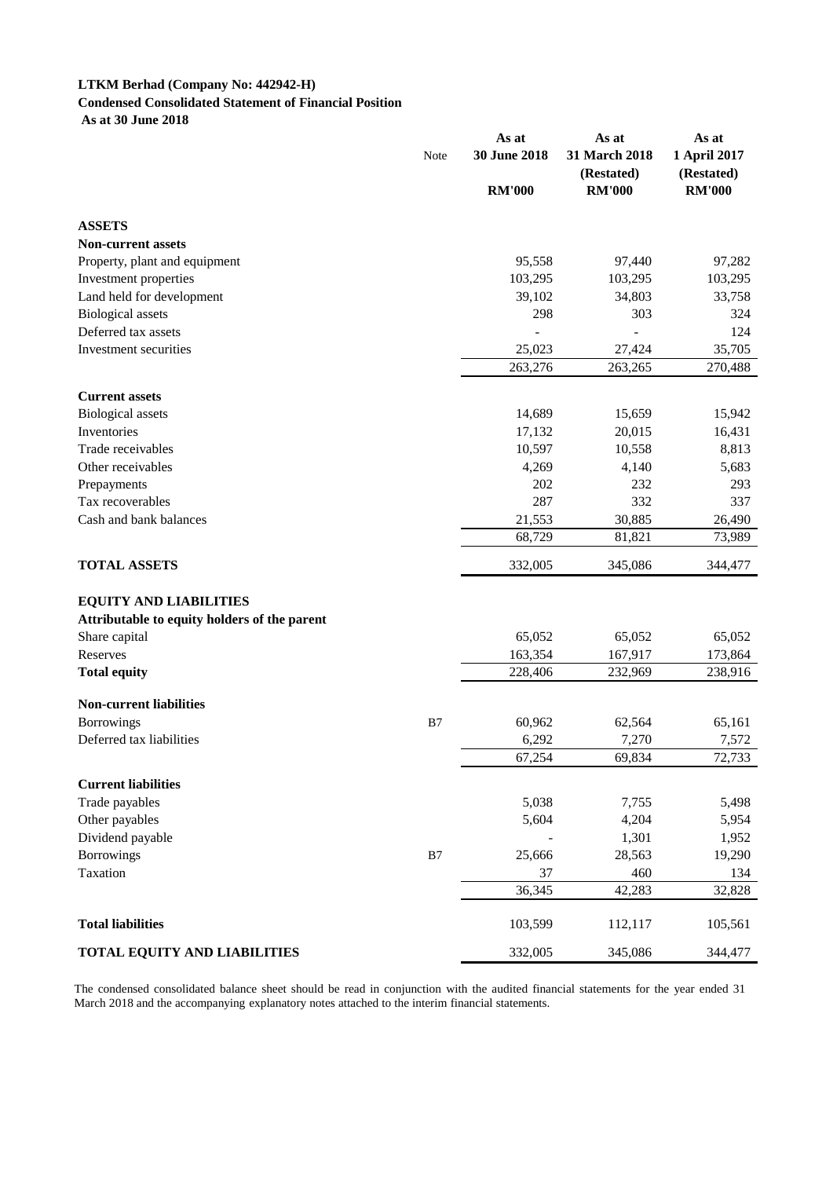**LTKM Berhad (Company No: 442942-H)**
**Condensed Consolidated Statement of Financial Position**
**As at 30 June 2018**

| | Note | As at 30 June 2018 | As at 31 March 2018 (Restated) | As at 1 April 2017 (Restated) |
|---|---|---|---|---|
| | | RM'000 | RM'000 | RM'000 |
| **ASSETS** | | | | |
| **Non-current assets** | | | | |
| Property, plant and equipment | | 95,558 | 97,440 | 97,282 |
| Investment properties | | 103,295 | 103,295 | 103,295 |
| Land held for development | | 39,102 | 34,803 | 33,758 |
| Biological assets | | 298 | 303 | 324 |
| Deferred tax assets | | - | - | 124 |
| Investment securities | | 25,023 | 27,424 | 35,705 |
| | | 263,276 | 263,265 | 270,488 |
| **Current assets** | | | | |
| Biological assets | | 14,689 | 15,659 | 15,942 |
| Inventories | | 17,132 | 20,015 | 16,431 |
| Trade receivables | | 10,597 | 10,558 | 8,813 |
| Other receivables | | 4,269 | 4,140 | 5,683 |
| Prepayments | | 202 | 232 | 293 |
| Tax recoverables | | 287 | 332 | 337 |
| Cash and bank balances | | 21,553 | 30,885 | 26,490 |
| | | 68,729 | 81,821 | 73,989 |
| **TOTAL ASSETS** | | 332,005 | 345,086 | 344,477 |
| **EQUITY AND LIABILITIES** | | | | |
| **Attributable to equity holders of the parent** | | | | |
| Share capital | | 65,052 | 65,052 | 65,052 |
| Reserves | | 163,354 | 167,917 | 173,864 |
| **Total equity** | | 228,406 | 232,969 | 238,916 |
| **Non-current liabilities** | | | | |
| Borrowings | B7 | 60,962 | 62,564 | 65,161 |
| Deferred tax liabilities | | 6,292 | 7,270 | 7,572 |
| | | 67,254 | 69,834 | 72,733 |
| **Current liabilities** | | | | |
| Trade payables | | 5,038 | 7,755 | 5,498 |
| Other payables | | 5,604 | 4,204 | 5,954 |
| Dividend payable | | - | 1,301 | 1,952 |
| Borrowings | B7 | 25,666 | 28,563 | 19,290 |
| Taxation | | 37 | 460 | 134 |
| | | 36,345 | 42,283 | 32,828 |
| **Total liabilities** | | 103,599 | 112,117 | 105,561 |
| **TOTAL EQUITY AND LIABILITIES** | | 332,005 | 345,086 | 344,477 |

The condensed consolidated balance sheet should be read in conjunction with the audited financial statements for the year ended 31 March 2018 and the accompanying explanatory notes attached to the interim financial statements.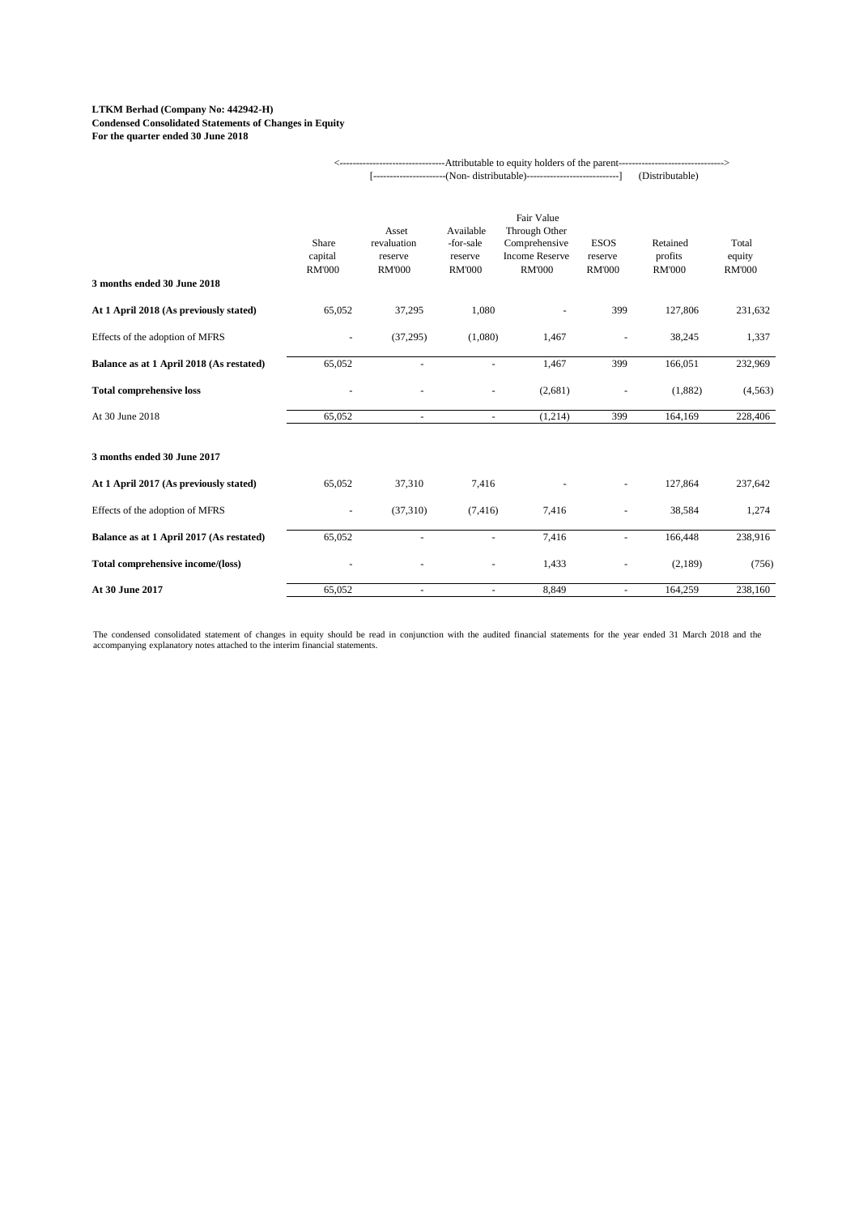**LTKM Berhad (Company No: 442942-H)**
**Condensed Consolidated Statements of Changes in Equity**
**For the quarter ended 30 June 2018**

| | <------Attributable to equity holders of the parent------> | | | | | | |
|---|---|---|---|---|---|---|---|
| | [------(Non- distributable)------] | | | | | (Distributable) | |
| | Share capital RM'000 | Asset revaluation reserve RM'000 | Available -for-sale reserve RM'000 | Fair Value Through Other Comprehensive Income Reserve RM'000 | ESOS reserve RM'000 | Retained profits RM'000 | Total equity RM'000 |
| **3 months ended 30 June 2018** | | | | | | | |
| **At 1 April 2018 (As previously stated)** | 65,052 | 37,295 | 1,080 | - | 399 | 127,806 | 231,632 |
| Effects of the adoption of MFRS | - | (37,295) | (1,080) | 1,467 | - | 38,245 | 1,337 |
| **Balance as at 1 April 2018 (As restated)** | 65,052 | - | - | 1,467 | 399 | 166,051 | 232,969 |
| **Total comprehensive loss** | - | - | - | (2,681) | - | (1,882) | (4,563) |
| At 30 June 2018 | 65,052 | - | - | (1,214) | 399 | 164,169 | 228,406 |
| **3 months ended 30 June 2017** | | | | | | | |
| **At 1 April 2017 (As previously stated)** | 65,052 | 37,310 | 7,416 | - | - | 127,864 | 237,642 |
| Effects of the adoption of MFRS | - | (37,310) | (7,416) | 7,416 | - | 38,584 | 1,274 |
| **Balance as at 1 April 2017 (As restated)** | 65,052 | - | - | 7,416 | - | 166,448 | 238,916 |
| **Total comprehensive income/(loss)** | - | - | - | 1,433 | - | (2,189) | (756) |
| **At 30 June 2017** | 65,052 | - | - | 8,849 | - | 164,259 | 238,160 |

The condensed consolidated statement of changes in equity should be read in conjunction with the audited financial statements for the year ended 31 March 2018 and the accompanying explanatory notes attached to the interim financial statements.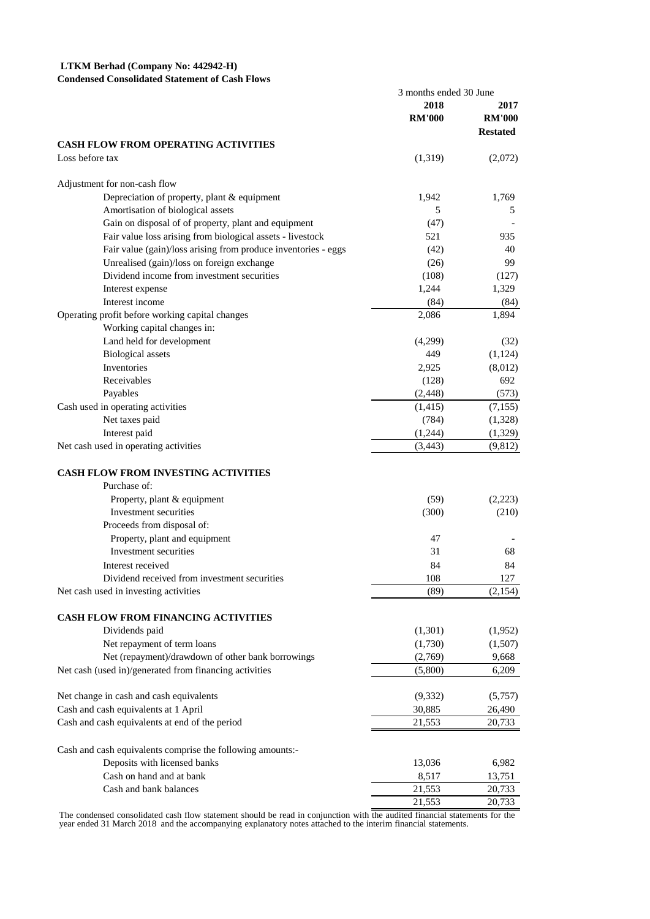**LTKM Berhad (Company No: 442942-H)**
**Condensed Consolidated Statement of Cash Flows**

| | 3 months ended 30 June | |
|---|---|---|
| | **2018** | **2017** |
| | **RM'000** | **RM'000** |
| | | **Restated** |
| **CASH FLOW FROM OPERATING ACTIVITIES** | | |
| Loss before tax | (1,319) | (2,072) |
| | | |
| Adjustment for non-cash flow | | |
| Depreciation of property, plant & equipment | 1,942 | 1,769 |
| Amortisation of biological assets | 5 | 5 |
| Gain on disposal of of property, plant and equipment | (47) | - |
| Fair value loss arising from biological assets - livestock | 521 | 935 |
| Fair value (gain)/loss arising from produce inventories - eggs | (42) | 40 |
| Unrealised (gain)/loss on foreign exchange | (26) | 99 |
| Dividend income from investment securities | (108) | (127) |
| Interest expense | 1,244 | 1,329 |
| Interest income | (84) | (84) |
| Operating profit before working capital changes | 2,086 | 1,894 |
| Working capital changes in: | | |
| Land held for development | (4,299) | (32) |
| Biological assets | 449 | (1,124) |
| Inventories | 2,925 | (8,012) |
| Receivables | (128) | 692 |
| Payables | (2,448) | (573) |
| Cash used in operating activities | (1,415) | (7,155) |
| Net taxes paid | (784) | (1,328) |
| Interest paid | (1,244) | (1,329) |
| Net cash used in operating activities | (3,443) | (9,812) |
| | | |
| **CASH FLOW FROM INVESTING ACTIVITIES** | | |
| Purchase of: | | |
| Property, plant & equipment | (59) | (2,223) |
| Investment securities | (300) | (210) |
| Proceeds from disposal of: | | |
| Property, plant and equipment | 47 | - |
| Investment securities | 31 | 68 |
| Interest received | 84 | 84 |
| Dividend received from investment securities | 108 | 127 |
| Net cash used in investing activities | (89) | (2,154) |
| | | |
| **CASH FLOW FROM FINANCING ACTIVITIES** | | |
| Dividends paid | (1,301) | (1,952) |
| Net repayment of term loans | (1,730) | (1,507) |
| Net (repayment)/drawdown of other bank borrowings | (2,769) | 9,668 |
| Net cash (used in)/generated from financing activities | (5,800) | 6,209 |
| | | |
| Net change in cash and cash equivalents | (9,332) | (5,757) |
| Cash and cash equivalents at 1 April | 30,885 | 26,490 |
| Cash and cash equivalents at end of the period | 21,553 | 20,733 |
| | | |
| Cash and cash equivalents comprise the following amounts:- | | |
| Deposits with licensed banks | 13,036 | 6,982 |
| Cash on hand and at bank | 8,517 | 13,751 |
| Cash and bank balances | 21,553 | 20,733 |
| | 21,553 | 20,733 |

The condensed consolidated cash flow statement should be read in conjunction with the audited financial statements for the year ended 31 March 2018 and the accompanying explanatory notes attached to the interim financial statements.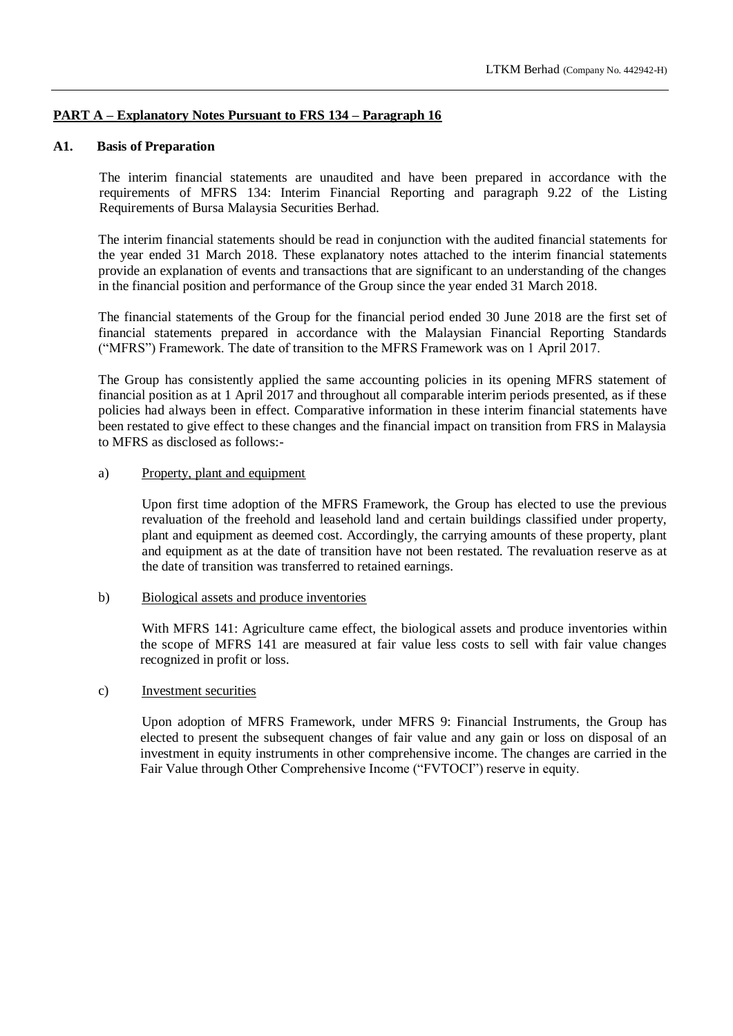**PART A – Explanatory Notes Pursuant to FRS 134 – Paragraph 16**

**A1. Basis of Preparation**

The interim financial statements are unaudited and have been prepared in accordance with the requirements of MFRS 134: Interim Financial Reporting and paragraph 9.22 of the Listing Requirements of Bursa Malaysia Securities Berhad.

The interim financial statements should be read in conjunction with the audited financial statements for the year ended 31 March 2018. These explanatory notes attached to the interim financial statements provide an explanation of events and transactions that are significant to an understanding of the changes in the financial position and performance of the Group since the year ended 31 March 2018.

The financial statements of the Group for the financial period ended 30 June 2018 are the first set of financial statements prepared in accordance with the Malaysian Financial Reporting Standards ("MFRS") Framework. The date of transition to the MFRS Framework was on 1 April 2017.

The Group has consistently applied the same accounting policies in its opening MFRS statement of financial position as at 1 April 2017 and throughout all comparable interim periods presented, as if these policies had always been in effect. Comparative information in these interim financial statements have been restated to give effect to these changes and the financial impact on transition from FRS in Malaysia to MFRS as disclosed as follows:-

a) Property, plant and equipment

Upon first time adoption of the MFRS Framework, the Group has elected to use the previous revaluation of the freehold and leasehold land and certain buildings classified under property, plant and equipment as deemed cost. Accordingly, the carrying amounts of these property, plant and equipment as at the date of transition have not been restated. The revaluation reserve as at the date of transition was transferred to retained earnings.

b) Biological assets and produce inventories

With MFRS 141: Agriculture came effect, the biological assets and produce inventories within the scope of MFRS 141 are measured at fair value less costs to sell with fair value changes recognized in profit or loss.

c) Investment securities

Upon adoption of MFRS Framework, under MFRS 9: Financial Instruments, the Group has elected to present the subsequent changes of fair value and any gain or loss on disposal of an investment in equity instruments in other comprehensive income. The changes are carried in the Fair Value through Other Comprehensive Income ("FVTOCI") reserve in equity.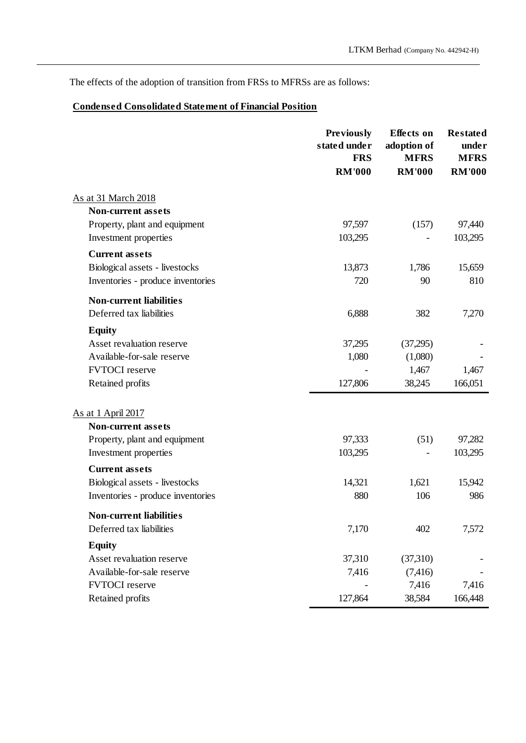The effects of the adoption of transition from FRSs to MFRSs are as follows:

**Condensed Consolidated Statement of Financial Position**

| | Previously stated under FRS RM'000 | Effects on adoption of MFRS RM'000 | Restated under MFRS RM'000 |
|---|---|---|---|
| As at 31 March 2018 | | | |
| **Non-current assets** | | | |
| Property, plant and equipment | 97,597 | (157) | 97,440 |
| Investment properties | 103,295 | - | 103,295 |
| **Current assets** | | | |
| Biological assets - livestocks | 13,873 | 1,786 | 15,659 |
| Inventories - produce inventories | 720 | 90 | 810 |
| **Non-current liabilities** | | | |
| Deferred tax liabilities | 6,888 | 382 | 7,270 |
| **Equity** | | | |
| Asset revaluation reserve | 37,295 | (37,295) | - |
| Available-for-sale reserve | 1,080 | (1,080) | - |
| FVTOCI reserve | - | 1,467 | 1,467 |
| Retained profits | 127,806 | 38,245 | 166,051 |
| As at 1 April 2017 | | | |
| **Non-current assets** | | | |
| Property, plant and equipment | 97,333 | (51) | 97,282 |
| Investment properties | 103,295 | - | 103,295 |
| **Current assets** | | | |
| Biological assets - livestocks | 14,321 | 1,621 | 15,942 |
| Inventories - produce inventories | 880 | 106 | 986 |
| **Non-current liabilities** | | | |
| Deferred tax liabilities | 7,170 | 402 | 7,572 |
| **Equity** | | | |
| Asset revaluation reserve | 37,310 | (37,310) | - |
| Available-for-sale reserve | 7,416 | (7,416) | - |
| FVTOCI reserve | - | 7,416 | 7,416 |
| Retained profits | 127,864 | 38,584 | 166,448 |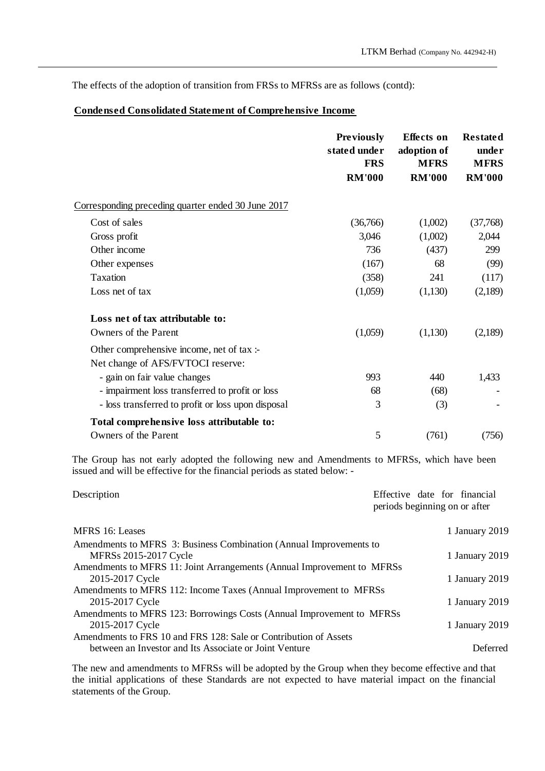The effects of the adoption of transition from FRSs to MFRSs are as follows (contd):

**Condensed Consolidated Statement of Comprehensive Income**

| | Previously stated under FRS RM'000 | Effects on adoption of MFRS RM'000 | Restated under MFRS RM'000 |
|---|---|---|---|
| Corresponding preceding quarter ended 30 June 2017 | | | |
| Cost of sales | (36,766) | (1,002) | (37,768) |
| Gross profit | 3,046 | (1,002) | 2,044 |
| Other income | 736 | (437) | 299 |
| Other expenses | (167) | 68 | (99) |
| Taxation | (358) | 241 | (117) |
| Loss net of tax | (1,059) | (1,130) | (2,189) |
| **Loss net of tax attributable to:** | | | |
| Owners of the Parent | (1,059) | (1,130) | (2,189) |
| Other comprehensive income, net of tax :- | | | |
| Net change of AFS/FVTOCI reserve: | | | |
| - gain on fair value changes | 993 | 440 | 1,433 |
| - impairment loss transferred to profit or loss | 68 | (68) | - |
| - loss transferred to profit or loss upon disposal | 3 | (3) | - |
| **Total comprehensive loss attributable to:** | | | |
| Owners of the Parent | 5 | (761) | (756) |

The Group has not early adopted the following new and Amendments to MFRSs, which have been issued and will be effective for the financial periods as stated below: -

| Description | Effective date for financial periods beginning on or after |
|---|---|
| MFRS 16: Leases | 1 January 2019 |
| Amendments to MFRS 3: Business Combination (Annual Improvements to MFRSs 2015-2017 Cycle | 1 January 2019 |
| Amendments to MFRS 11: Joint Arrangements (Annual Improvement to MFRSs 2015-2017 Cycle | 1 January 2019 |
| Amendments to MFRS 112: Income Taxes (Annual Improvement to MFRSs 2015-2017 Cycle | 1 January 2019 |
| Amendments to MFRS 123: Borrowings Costs (Annual Improvement to MFRSs 2015-2017 Cycle | 1 January 2019 |
| Amendments to FRS 10 and FRS 128: Sale or Contribution of Assets between an Investor and Its Associate or Joint Venture | Deferred |

The new and amendments to MFRSs will be adopted by the Group when they become effective and that the initial applications of these Standards are not expected to have material impact on the financial statements of the Group.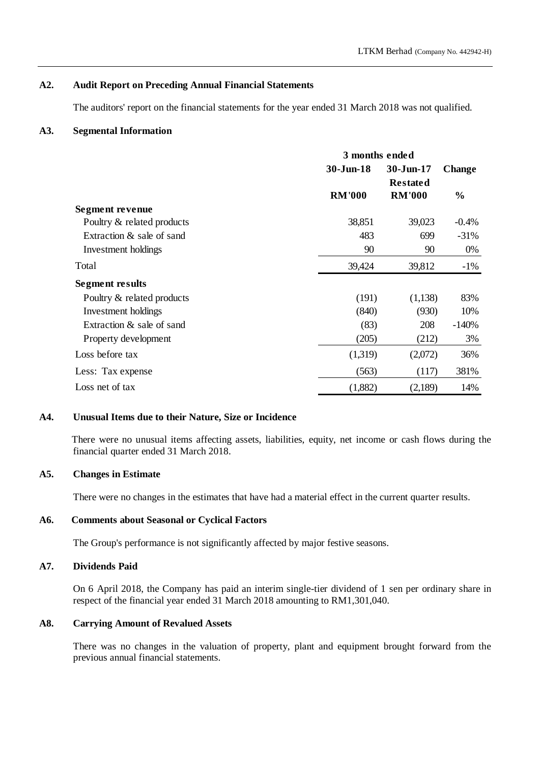## A2. Audit Report on Preceding Annual Financial Statements

The auditors' report on the financial statements for the year ended 31 March 2018 was not qualified.

## A3. Segmental Information

| | 3 months ended | | |
|---|---|---|---|
| | 30-Jun-18 | 30-Jun-17 Restated | Change |
| | RM'000 | RM'000 | % |
| **Segment revenue** | | | |
| Poultry & related products | 38,851 | 39,023 | -0.4% |
| Extraction & sale of sand | 483 | 699 | -31% |
| Investment holdings | 90 | 90 | 0% |
| Total | 39,424 | 39,812 | -1% |
| **Segment results** | | | |
| Poultry & related products | (191) | (1,138) | 83% |
| Investment holdings | (840) | (930) | 10% |
| Extraction & sale of sand | (83) | 208 | -140% |
| Property development | (205) | (212) | 3% |
| Loss before tax | (1,319) | (2,072) | 36% |
| Less: Tax expense | (563) | (117) | 381% |
| Loss net of tax | (1,882) | (2,189) | 14% |

## A4. Unusual Items due to their Nature, Size or Incidence

There were no unusual items affecting assets, liabilities, equity, net income or cash flows during the financial quarter ended 31 March 2018.

## A5. Changes in Estimate

There were no changes in the estimates that have had a material effect in the current quarter results.

## A6. Comments about Seasonal or Cyclical Factors

The Group's performance is not significantly affected by major festive seasons.

## A7. Dividends Paid

On 6 April 2018, the Company has paid an interim single-tier dividend of 1 sen per ordinary share in respect of the financial year ended 31 March 2018 amounting to RM1,301,040.

## A8. Carrying Amount of Revalued Assets

There was no changes in the valuation of property, plant and equipment brought forward from the previous annual financial statements.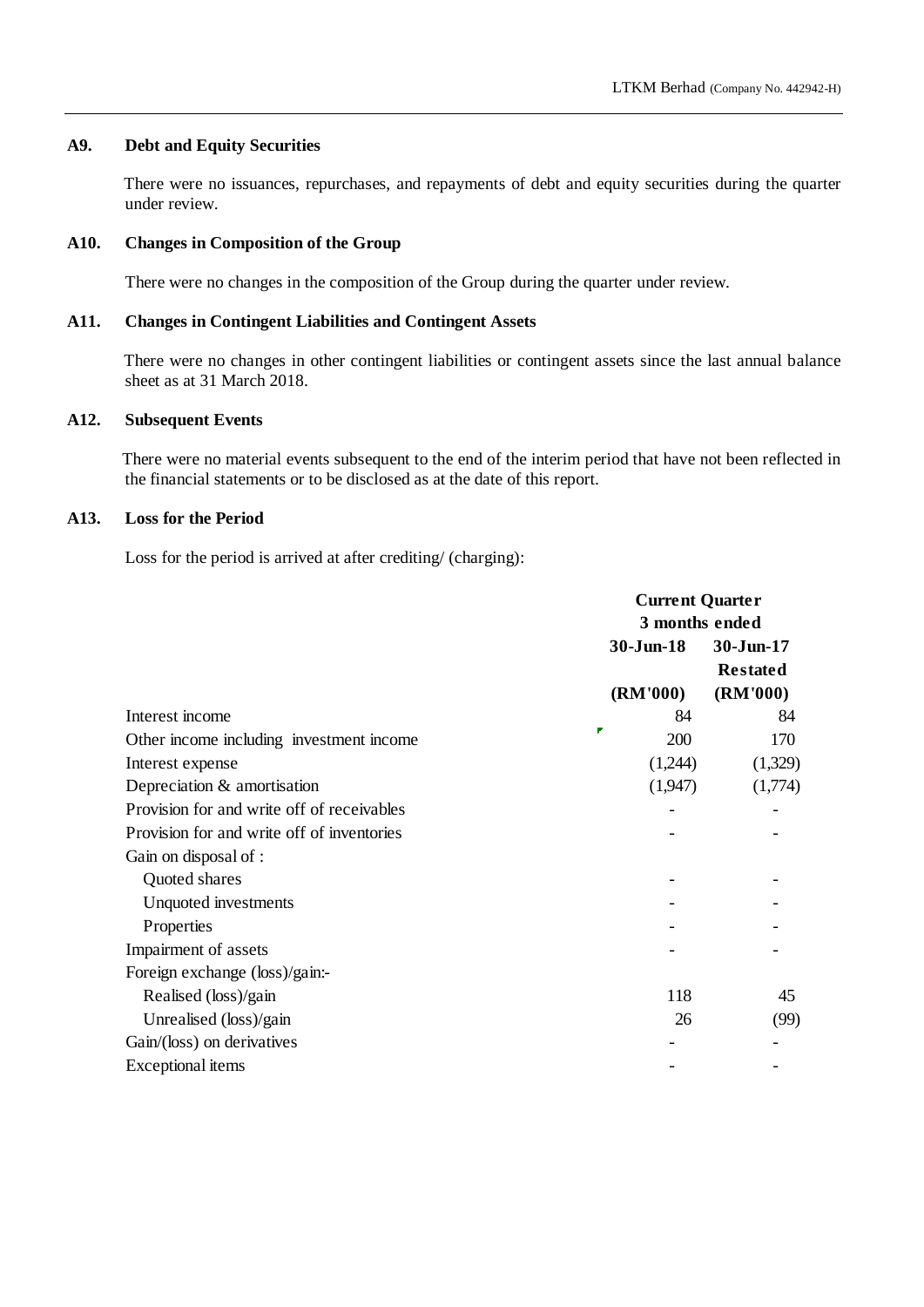### A9. Debt and Equity Securities

There were no issuances, repurchases, and repayments of debt and equity securities during the quarter under review.

### A10. Changes in Composition of the Group

There were no changes in the composition of the Group during the quarter under review.

### A11. Changes in Contingent Liabilities and Contingent Assets

There were no changes in other contingent liabilities or contingent assets since the last annual balance sheet as at 31 March 2018.

### A12. Subsequent Events

There were no material events subsequent to the end of the interim period that have not been reflected in the financial statements or to be disclosed as at the date of this report.

### A13. Loss for the Period

Loss for the period is arrived at after crediting/ (charging):

| | Current Quarter 3 months ended | |
|---|---|---|
| | 30-Jun-18 | 30-Jun-17 Restated |
| | (RM'000) | (RM'000) |
| Interest income | 84 | 84 |
| Other income including investment income | 200 | 170 |
| Interest expense | (1,244) | (1,329) |
| Depreciation & amortisation | (1,947) | (1,774) |
| Provision for and write off of receivables | - | - |
| Provision for and write off of inventories | - | - |
| Gain on disposal of : | | |
| Quoted shares | - | - |
| Unquoted investments | - | - |
| Properties | - | - |
| Impairment of assets | - | - |
| Foreign exchange (loss)/gain:- | | |
| Realised (loss)/gain | 118 | 45 |
| Unrealised (loss)/gain | 26 | (99) |
| Gain/(loss) on derivatives | - | - |
| Exceptional items | - | - |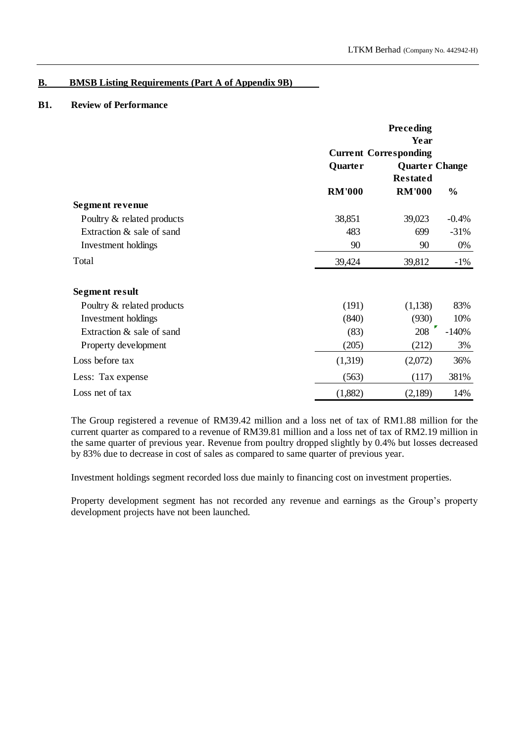## B. BMSB Listing Requirements (Part A of Appendix 9B)

### B1. Review of Performance

| | Current Quarter | Preceding Year Corresponding Quarter Restated | Change |
|---|---|---|---|
| | RM'000 | RM'000 | % |
| **Segment revenue** | | | |
| Poultry & related products | 38,851 | 39,023 | -0.4% |
| Extraction & sale of sand | 483 | 699 | -31% |
| Investment holdings | 90 | 90 | 0% |
| Total | 39,424 | 39,812 | -1% |
| | | | |
| **Segment result** | | | |
| Poultry & related products | (191) | (1,138) | 83% |
| Investment holdings | (840) | (930) | 10% |
| Extraction & sale of sand | (83) | 208 | -140% |
| Property development | (205) | (212) | 3% |
| Loss before tax | (1,319) | (2,072) | 36% |
| Less: Tax expense | (563) | (117) | 381% |
| Loss net of tax | (1,882) | (2,189) | 14% |

The Group registered a revenue of RM39.42 million and a loss net of tax of RM1.88 million for the current quarter as compared to a revenue of RM39.81 million and a loss net of tax of RM2.19 million in the same quarter of previous year. Revenue from poultry dropped slightly by 0.4% but losses decreased by 83% due to decrease in cost of sales as compared to same quarter of previous year.

Investment holdings segment recorded loss due mainly to financing cost on investment properties.

Property development segment has not recorded any revenue and earnings as the Group's property development projects have not been launched.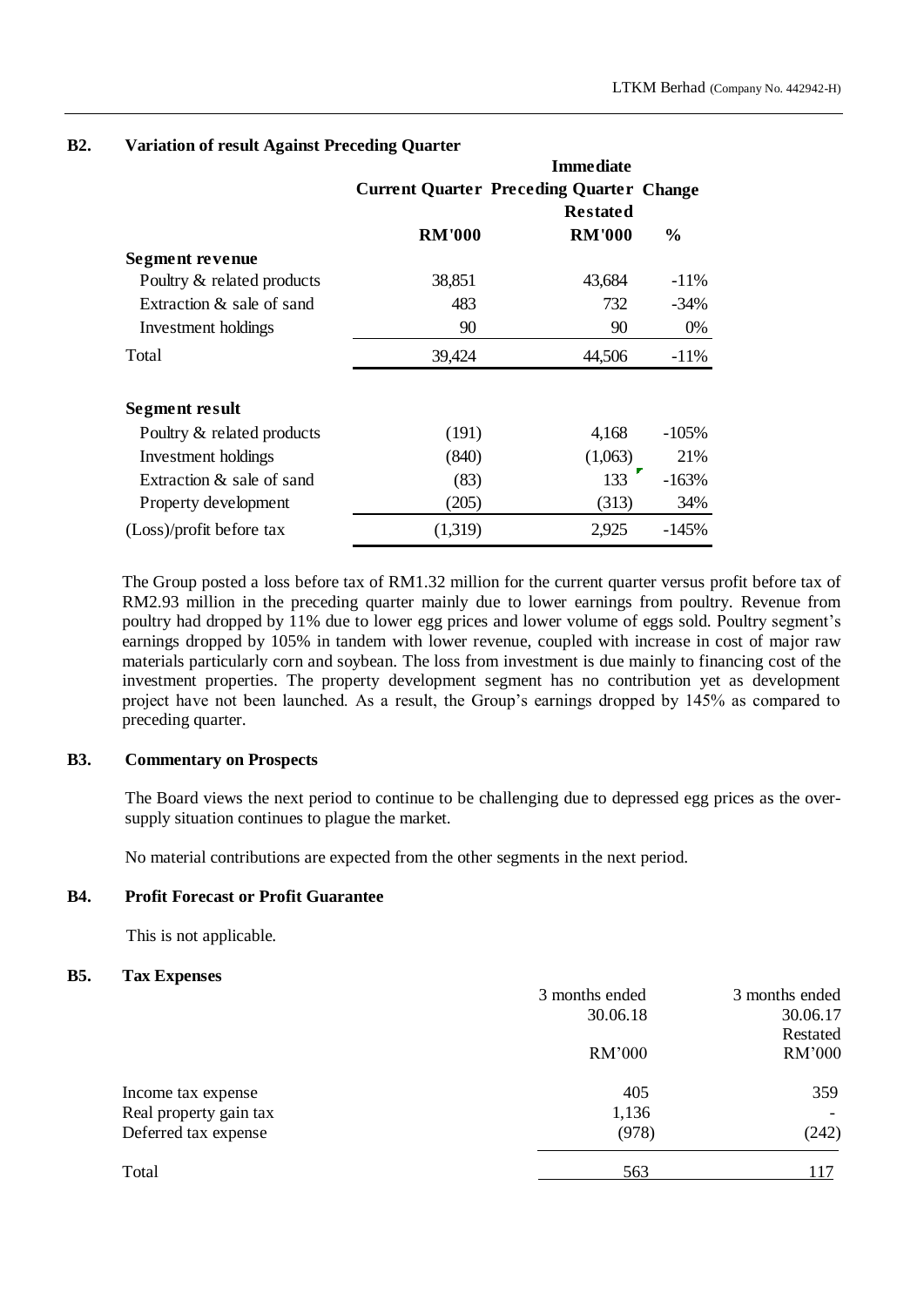## B2. Variation of result Against Preceding Quarter

| | Current Quarter | Immediate Preceding Quarter Restated | Change |
|---|---|---|---|
| | RM'000 | RM'000 | % |
| **Segment revenue** | | | |
| Poultry & related products | 38,851 | 43,684 | -11% |
| Extraction & sale of sand | 483 | 732 | -34% |
| Investment holdings | 90 | 90 | 0% |
| Total | 39,424 | 44,506 | -11% |
| **Segment result** | | | |
| Poultry & related products | (191) | 4,168 | -105% |
| Investment holdings | (840) | (1,063) | 21% |
| Extraction & sale of sand | (83) | 133 | -163% |
| Property development | (205) | (313) | 34% |
| (Loss)/profit before tax | (1,319) | 2,925 | -145% |

The Group posted a loss before tax of RM1.32 million for the current quarter versus profit before tax of RM2.93 million in the preceding quarter mainly due to lower earnings from poultry. Revenue from poultry had dropped by 11% due to lower egg prices and lower volume of eggs sold. Poultry segment's earnings dropped by 105% in tandem with lower revenue, coupled with increase in cost of major raw materials particularly corn and soybean. The loss from investment is due mainly to financing cost of the investment properties. The property development segment has no contribution yet as development project have not been launched. As a result, the Group's earnings dropped by 145% as compared to preceding quarter.

## B3. Commentary on Prospects

The Board views the next period to continue to be challenging due to depressed egg prices as the over-supply situation continues to plague the market.

No material contributions are expected from the other segments in the next period.

## B4. Profit Forecast or Profit Guarantee

This is not applicable.

## B5. Tax Expenses

| | 3 months ended 30.06.18 | 3 months ended 30.06.17 Restated |
|---|---|---|
| | RM'000 | RM'000 |
| Income tax expense | 405 | 359 |
| Real property gain tax | 1,136 | - |
| Deferred tax expense | (978) | (242) |
| Total | 563 | 117 |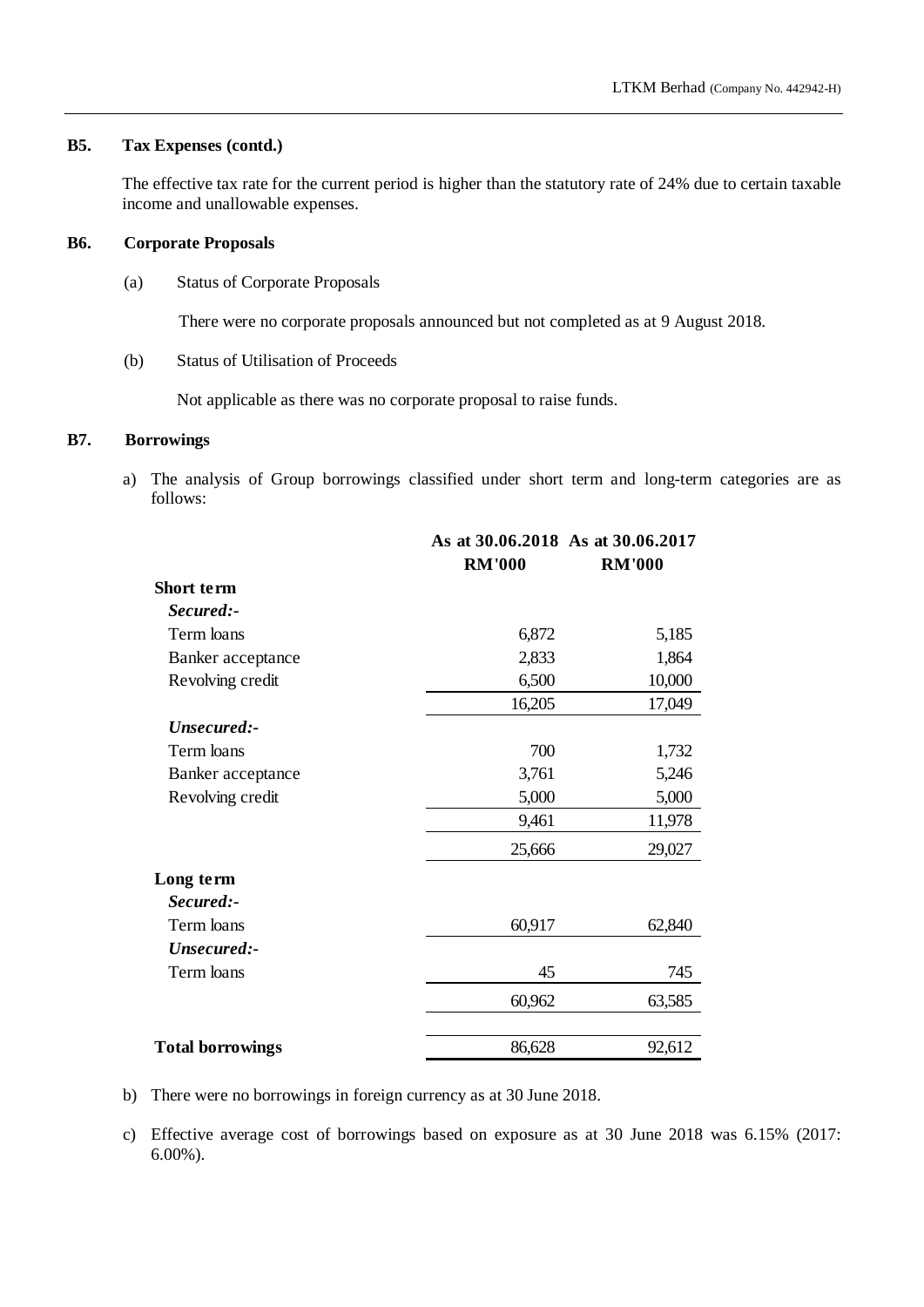### B5. Tax Expenses (contd.)

The effective tax rate for the current period is higher than the statutory rate of 24% due to certain taxable income and unallowable expenses.

### B6. Corporate Proposals

(a) Status of Corporate Proposals

There were no corporate proposals announced but not completed as at 9 August 2018.

(b) Status of Utilisation of Proceeds

Not applicable as there was no corporate proposal to raise funds.

### B7. Borrowings

a) The analysis of Group borrowings classified under short term and long-term categories are as follows:

| | As at 30.06.2018 | As at 30.06.2017 |
|---|---|---|
| | **RM'000** | **RM'000** |
| **Short term** | | |
| ***Secured:-*** | | |
| Term loans | 6,872 | 5,185 |
| Banker acceptance | 2,833 | 1,864 |
| Revolving credit | 6,500 | 10,000 |
| | 16,205 | 17,049 |
| ***Unsecured:-*** | | |
| Term loans | 700 | 1,732 |
| Banker acceptance | 3,761 | 5,246 |
| Revolving credit | 5,000 | 5,000 |
| | 9,461 | 11,978 |
| | 25,666 | 29,027 |
| **Long term** | | |
| ***Secured:-*** | | |
| Term loans | 60,917 | 62,840 |
| ***Unsecured:-*** | | |
| Term loans | 45 | 745 |
| | 60,962 | 63,585 |
| **Total borrowings** | 86,628 | 92,612 |

b) There were no borrowings in foreign currency as at 30 June 2018.

c) Effective average cost of borrowings based on exposure as at 30 June 2018 was 6.15% (2017: 6.00%).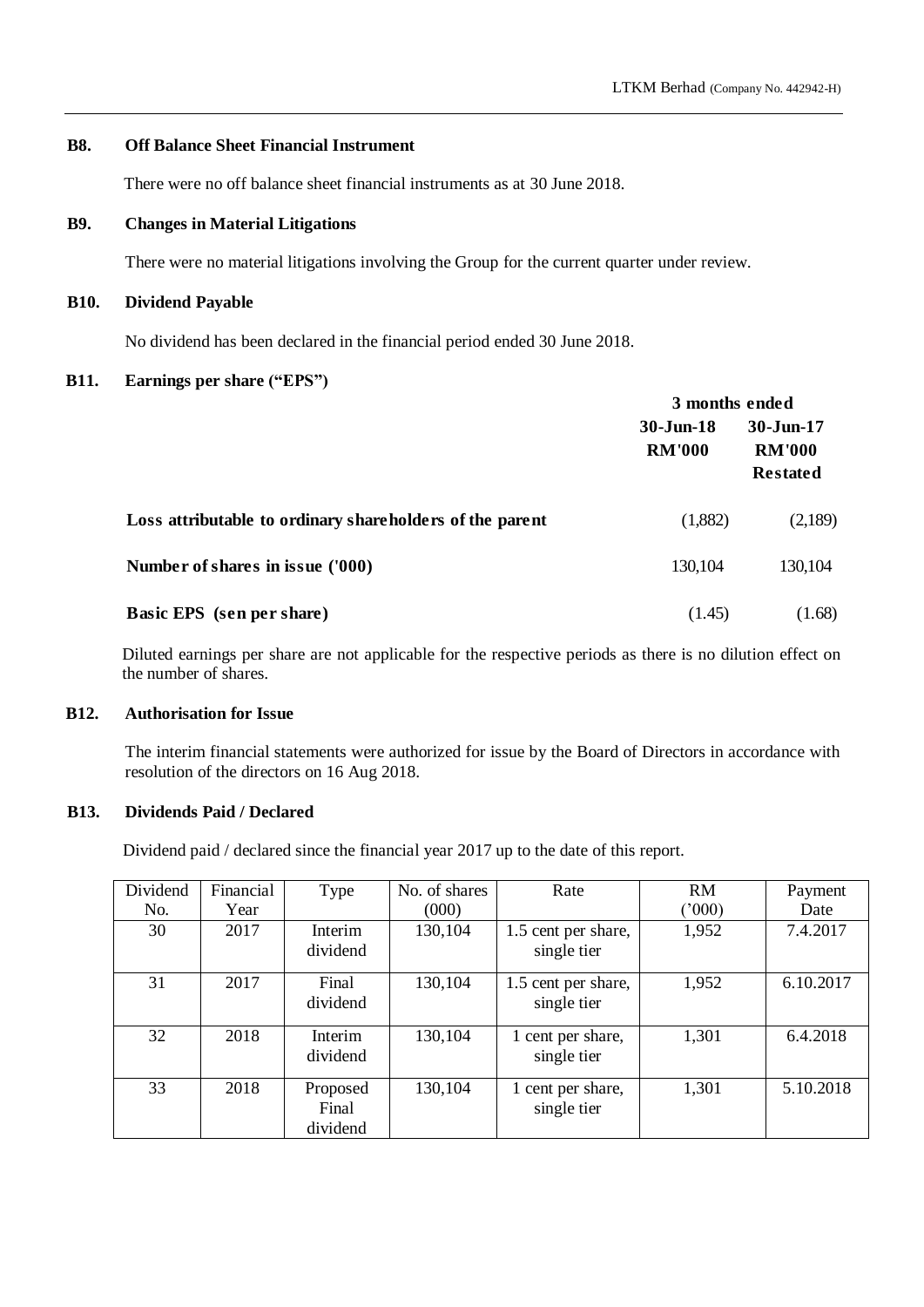**B8. Off Balance Sheet Financial Instrument**

There were no off balance sheet financial instruments as at 30 June 2018.

**B9. Changes in Material Litigations**

There were no material litigations involving the Group for the current quarter under review.

**B10. Dividend Payable**

No dividend has been declared in the financial period ended 30 June 2018.

**B11. Earnings per share ("EPS")**

| | 3 months ended | |
|---|---|---|
| | **30-Jun-18** | **30-Jun-17** |
| | **RM'000** | **RM'000** |
| | | **Restated** |
| **Loss attributable to ordinary shareholders of the parent** | (1,882) | (2,189) |
| **Number of shares in issue ('000)** | 130,104 | 130,104 |
| **Basic EPS (sen per share)** | (1.45) | (1.68) |

Diluted earnings per share are not applicable for the respective periods as there is no dilution effect on the number of shares.

**B12. Authorisation for Issue**

The interim financial statements were authorized for issue by the Board of Directors in accordance with resolution of the directors on 16 Aug 2018.

**B13. Dividends Paid / Declared**

Dividend paid / declared since the financial year 2017 up to the date of this report.

| Dividend No. | Financial Year | Type | No. of shares (000) | Rate | RM ('000) | Payment Date |
|---|---|---|---|---|---|---|
| 30 | 2017 | Interim dividend | 130,104 | 1.5 cent per share, single tier | 1,952 | 7.4.2017 |
| 31 | 2017 | Final dividend | 130,104 | 1.5 cent per share, single tier | 1,952 | 6.10.2017 |
| 32 | 2018 | Interim dividend | 130,104 | 1 cent per share, single tier | 1,301 | 6.4.2018 |
| 33 | 2018 | Proposed Final dividend | 130,104 | 1 cent per share, single tier | 1,301 | 5.10.2018 |